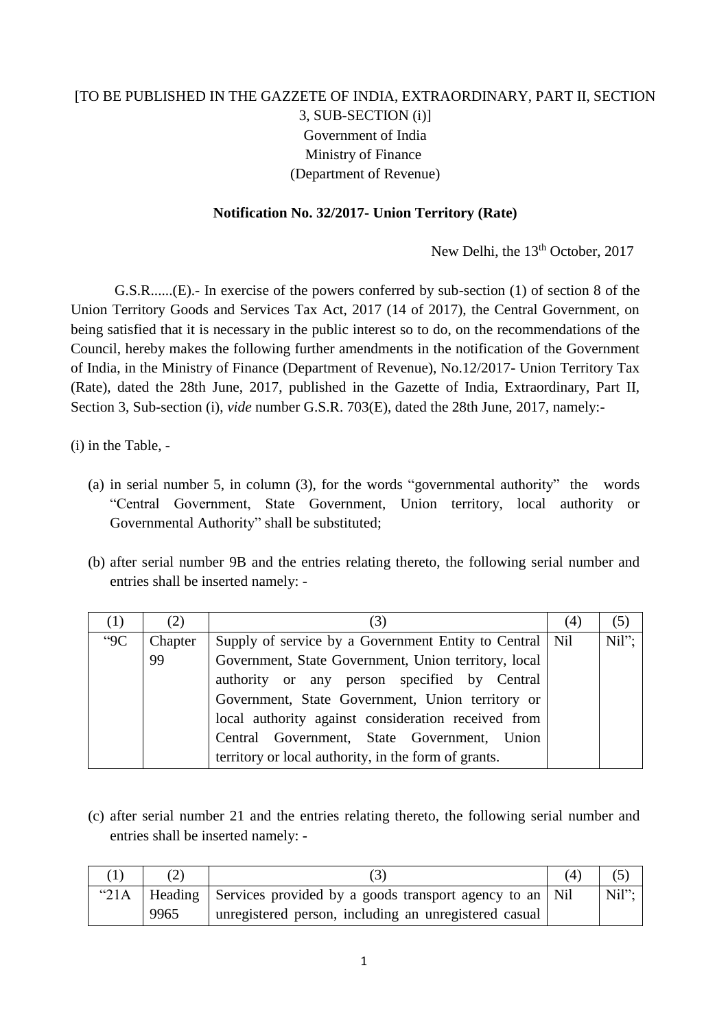[TO BE PUBLISHED IN THE GAZZETE OF INDIA, EXTRAORDINARY, PART II, SECTION 3, SUB-SECTION (i)]

Government of India

Ministry of Finance

(Department of Revenue)

**Notification No. 32/2017- Union Territory (Rate)**

New Delhi, the 13th October, 2017

G.S.R......(E).- In exercise of the powers conferred by sub-section (1) of section 8 of the Union Territory Goods and Services Tax Act, 2017 (14 of 2017), the Central Government, on being satisfied that it is necessary in the public interest so to do, on the recommendations of the Council, hereby makes the following further amendments in the notification of the Government of India, in the Ministry of Finance (Department of Revenue), No.12/2017- Union Territory Tax (Rate), dated the 28th June, 2017, published in the Gazette of India, Extraordinary, Part II, Section 3, Sub-section (i), *vide* number G.S.R. 703(E), dated the 28th June, 2017, namely:-

(i) in the Table, -

(a) in serial number 5, in column (3), for the words "governmental authority" the words "Central Government, State Government, Union territory, local authority or Governmental Authority" shall be substituted;

(b) after serial number 9B and the entries relating thereto, the following serial number and entries shall be inserted namely: -

| (1) | (2) | (3) | (4) | (5) |
|---|---|---|---|---|
| "9C | Chapter 99 | Supply of service by a Government Entity to Central Government, State Government, Union territory, local authority or any person specified by Central Government, State Government, Union territory or local authority against consideration received from Central Government, State Government, Union territory or local authority, in the form of grants. | Nil | Nil"; |

(c) after serial number 21 and the entries relating thereto, the following serial number and entries shall be inserted namely: -

| (1) | (2) | (3) | (4) | (5) |
|---|---|---|---|---|
| "21A | Heading 9965 | Services provided by a goods transport agency to an unregistered person, including an unregistered casual | Nil | Nil"; |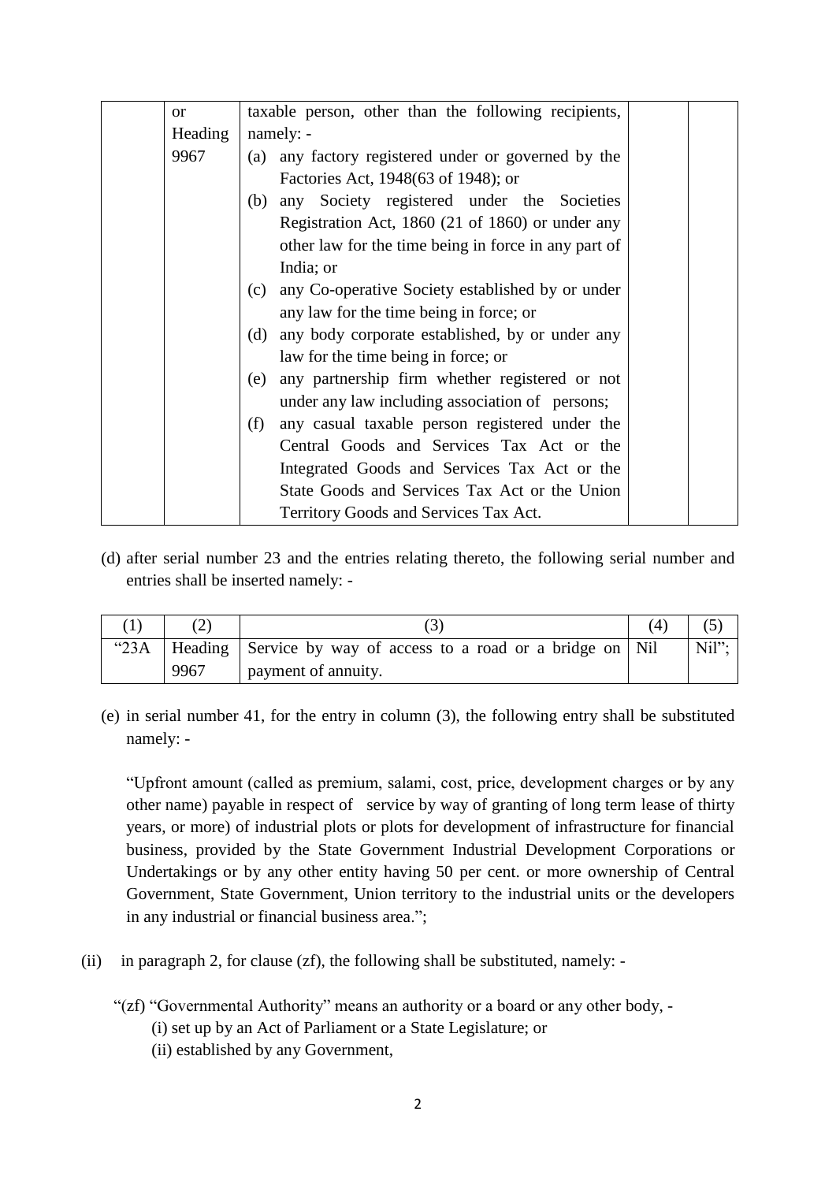| | | | | |
|---|---|---|---|---|
| | or Heading 9967 | taxable person, other than the following recipients, namely: -<br>(a) any factory registered under or governed by the Factories Act, 1948(63 of 1948); or<br>(b) any Society registered under the Societies Registration Act, 1860 (21 of 1860) or under any other law for the time being in force in any part of India; or<br>(c) any Co-operative Society established by or under any law for the time being in force; or<br>(d) any body corporate established, by or under any law for the time being in force; or<br>(e) any partnership firm whether registered or not under any law including association of persons;<br>(f) any casual taxable person registered under the Central Goods and Services Tax Act or the Integrated Goods and Services Tax Act or the State Goods and Services Tax Act or the Union Territory Goods and Services Tax Act. | | |

(d) after serial number 23 and the entries relating thereto, the following serial number and entries shall be inserted namely: -

| (1) | (2) | (3) | (4) | (5) |
|---|---|---|---|---|
| "23A | Heading 9967 | Service by way of access to a road or a bridge on payment of annuity. | Nil | Nil"; |

(e) in serial number 41, for the entry in column (3), the following entry shall be substituted namely: -

"Upfront amount (called as premium, salami, cost, price, development charges or by any other name) payable in respect of service by way of granting of long term lease of thirty years, or more) of industrial plots or plots for development of infrastructure for financial business, provided by the State Government Industrial Development Corporations or Undertakings or by any other entity having 50 per cent. or more ownership of Central Government, State Government, Union territory to the industrial units or the developers in any industrial or financial business area.";

(ii) in paragraph 2, for clause (zf), the following shall be substituted, namely: -

"(zf) "Governmental Authority" means an authority or a board or any other body, -

(i) set up by an Act of Parliament or a State Legislature; or

(ii) established by any Government,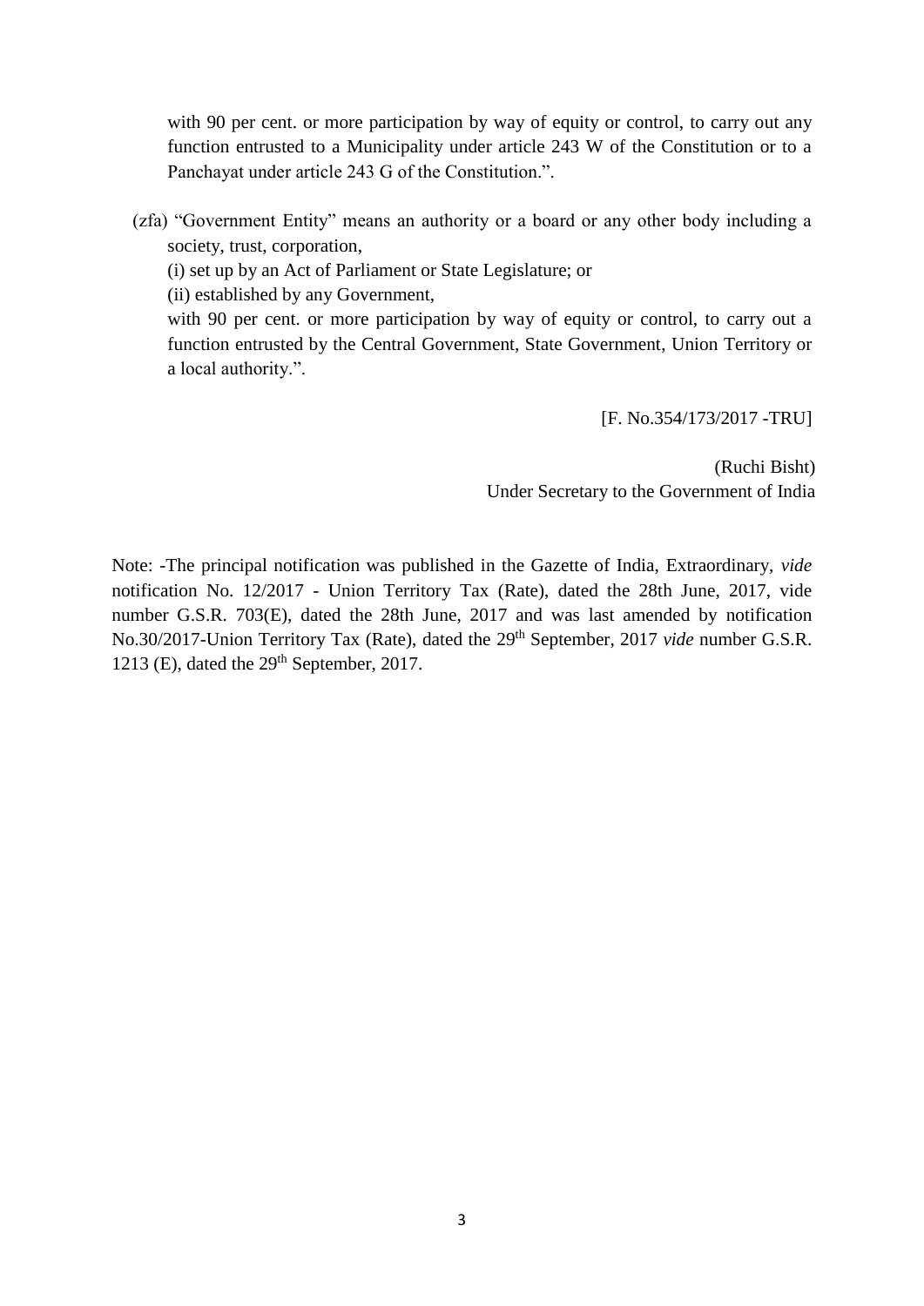with 90 per cent. or more participation by way of equity or control, to carry out any function entrusted to a Municipality under article 243 W of the Constitution or to a Panchayat under article 243 G of the Constitution.".

(zfa) "Government Entity" means an authority or a board or any other body including a society, trust, corporation,

(i) set up by an Act of Parliament or State Legislature; or

(ii) established by any Government,

with 90 per cent. or more participation by way of equity or control, to carry out a function entrusted by the Central Government, State Government, Union Territory or a local authority.".

[F. No.354/173/2017 -TRU]

(Ruchi Bisht)
Under Secretary to the Government of India

Note: -The principal notification was published in the Gazette of India, Extraordinary, *vide* notification No. 12/2017 - Union Territory Tax (Rate), dated the 28th June, 2017, vide number G.S.R. 703(E), dated the 28th June, 2017 and was last amended by notification No.30/2017-Union Territory Tax (Rate), dated the 29th September, 2017 *vide* number G.S.R. 1213 (E), dated the 29th September, 2017.